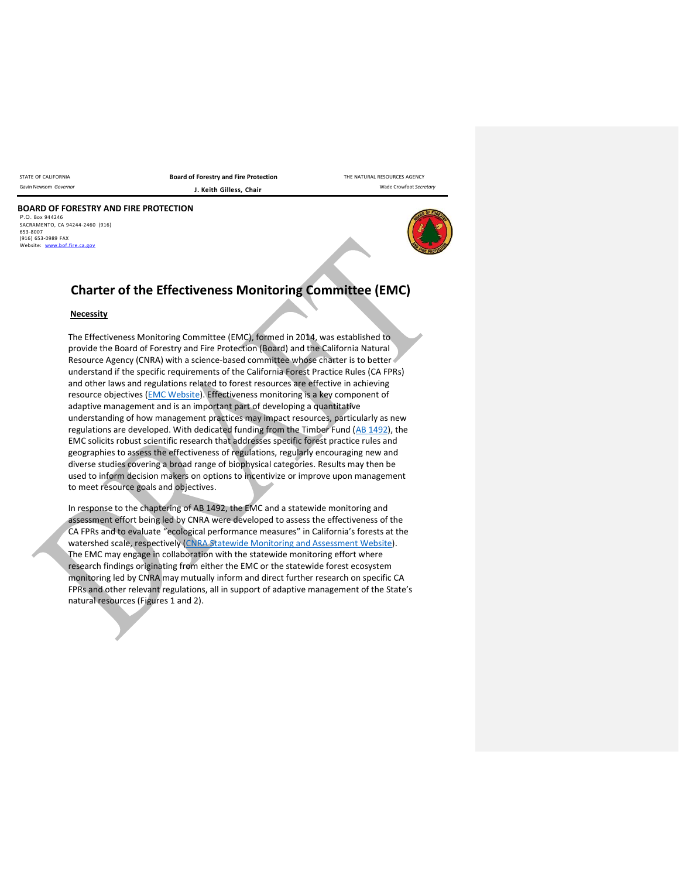STATE OF CALIFORNIA | Board of Forestry and Fire Protection | THE NATURAL RESOURCES AGENCY
Gavin Newsom *Governor* | J. Keith Gilless, Chair | Wade Crowfoot *Secretary*

**BOARD OF FORESTRY AND FIRE PROTECTION**
P.O. Box 944246
SACRAMENTO, CA 94244-2460 (916) 653-8007
(916) 653-0989 FAX
Website: [www.bof.fire.ca.gov](www.bof.fire.ca.gov)

# Charter of the Effectiveness Monitoring Committee (EMC)

## Necessity

The Effectiveness Monitoring Committee (EMC), formed in 2014, was established to provide the Board of Forestry and Fire Protection (Board) and the California Natural Resource Agency (CNRA) with a science-based committee whose charter is to better understand if the specific requirements of the California Forest Practice Rules (CA FPRs) and other laws and regulations related to forest resources are effective in achieving resource objectives (EMC Website). Effectiveness monitoring is a key component of adaptive management and is an important part of developing a quantitative understanding of how management practices may impact resources, particularly as new regulations are developed. With dedicated funding from the Timber Fund (AB 1492), the EMC solicits robust scientific research that addresses specific forest practice rules and geographies to assess the effectiveness of regulations, regularly encouraging new and diverse studies covering a broad range of biophysical categories. Results may then be used to inform decision makers on options to incentivize or improve upon management to meet resource goals and objectives.

In response to the chaptering of AB 1492, the EMC and a statewide monitoring and assessment effort being led by CNRA were developed to assess the effectiveness of the CA FPRs and to evaluate "ecological performance measures" in California's forests at the watershed scale, respectively (CNRA Statewide Monitoring and Assessment Website). The EMC may engage in collaboration with the statewide monitoring effort where research findings originating from either the EMC or the statewide forest ecosystem monitoring led by CNRA may mutually inform and direct further research on specific CA FPRs and other relevant regulations, all in support of adaptive management of the State's natural resources (Figures 1 and 2).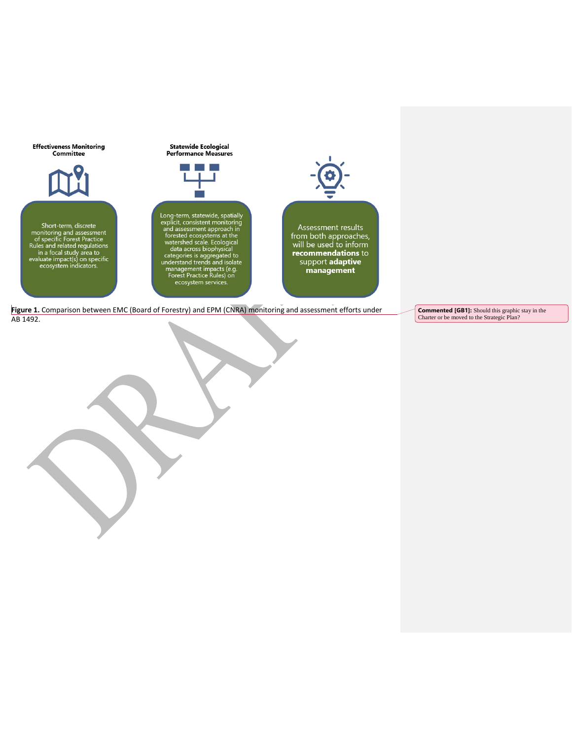**Effectiveness Monitoring Committee**

Short-term, discrete monitoring and assessment of specific Forest Practice Rules and related regulations in a focal study area to evaluate impact(s) on specific ecosystem indicators.

**Statewide Ecological Performance Measures**

Long-term, statewide, spatially explicit, consistent monitoring and assessment approach in forested ecosystems at the watershed scale. Ecological data across biophysical categories is aggregated to understand trends and isolate management impacts (e.g. Forest Practice Rules) on ecosystem services.

Assessment results from both approaches, will be used to inform **recommendations** to support **adaptive management**

**Figure 1.** Comparison between EMC (Board of Forestry) and EPM (CNRA) monitoring and assessment efforts under AB 1492.

**Commented [GB1]:** Should this graphic stay in the Charter or be moved to the Strategic Plan?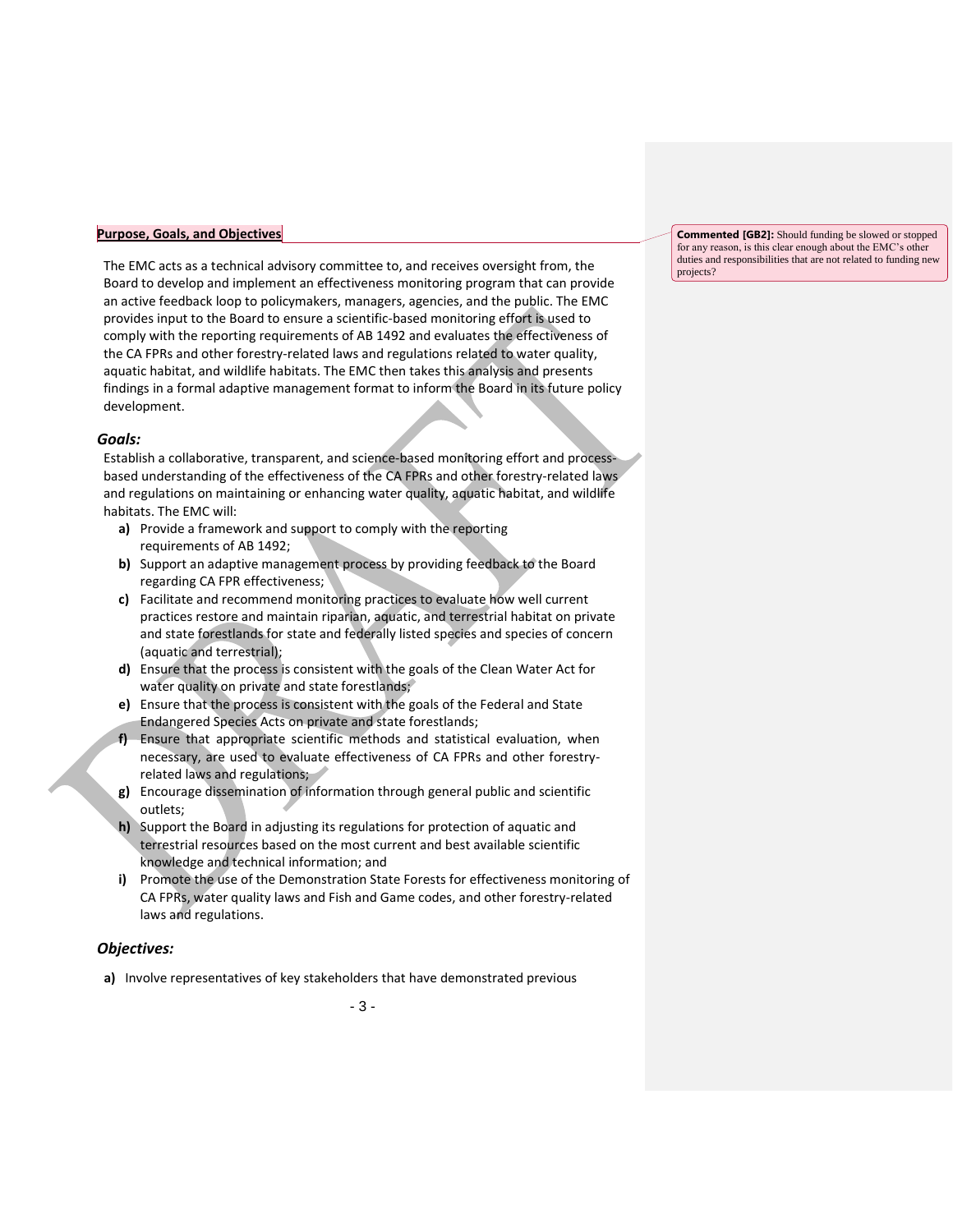## Purpose, Goals, and Objectives

> **Commented [GB2]:** Should funding be slowed or stopped for any reason, is this clear enough about the EMC's other duties and responsibilities that are not related to funding new projects?

The EMC acts as a technical advisory committee to, and receives oversight from, the Board to develop and implement an effectiveness monitoring program that can provide an active feedback loop to policymakers, managers, agencies, and the public. The EMC provides input to the Board to ensure a scientific-based monitoring effort is used to comply with the reporting requirements of AB 1492 and evaluates the effectiveness of the CA FPRs and other forestry-related laws and regulations related to water quality, aquatic habitat, and wildlife habitats. The EMC then takes this analysis and presents findings in a formal adaptive management format to inform the Board in its future policy development.

### *Goals:*

Establish a collaborative, transparent, and science-based monitoring effort and process-based understanding of the effectiveness of the CA FPRs and other forestry-related laws and regulations on maintaining or enhancing water quality, aquatic habitat, and wildlife habitats. The EMC will:

- **a)** Provide a framework and support to comply with the reporting requirements of AB 1492;
- **b)** Support an adaptive management process by providing feedback to the Board regarding CA FPR effectiveness;
- **c)** Facilitate and recommend monitoring practices to evaluate how well current practices restore and maintain riparian, aquatic, and terrestrial habitat on private and state forestlands for state and federally listed species and species of concern (aquatic and terrestrial);
- **d)** Ensure that the process is consistent with the goals of the Clean Water Act for water quality on private and state forestlands;
- **e)** Ensure that the process is consistent with the goals of the Federal and State Endangered Species Acts on private and state forestlands;
- **f)** Ensure that appropriate scientific methods and statistical evaluation, when necessary, are used to evaluate effectiveness of CA FPRs and other forestry-related laws and regulations;
- **g)** Encourage dissemination of information through general public and scientific outlets;
- **h)** Support the Board in adjusting its regulations for protection of aquatic and terrestrial resources based on the most current and best available scientific knowledge and technical information; and
- **i)** Promote the use of the Demonstration State Forests for effectiveness monitoring of CA FPRs, water quality laws and Fish and Game codes, and other forestry-related laws and regulations.

### *Objectives:*

- **a)** Involve representatives of key stakeholders that have demonstrated previous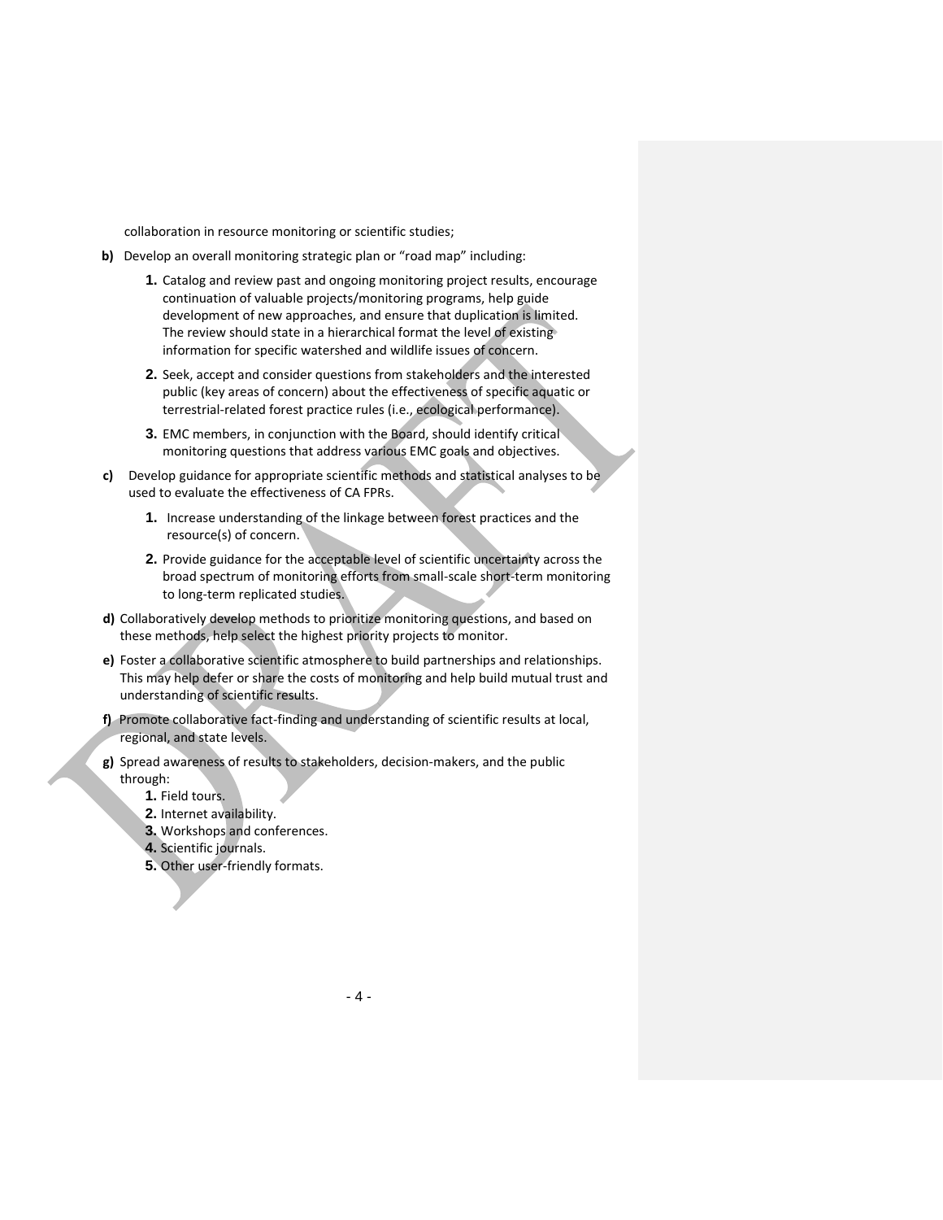collaboration in resource monitoring or scientific studies;

**b)** Develop an overall monitoring strategic plan or "road map" including:

1. Catalog and review past and ongoing monitoring project results, encourage continuation of valuable projects/monitoring programs, help guide development of new approaches, and ensure that duplication is limited. The review should state in a hierarchical format the level of existing information for specific watershed and wildlife issues of concern.
2. Seek, accept and consider questions from stakeholders and the interested public (key areas of concern) about the effectiveness of specific aquatic or terrestrial-related forest practice rules (i.e., ecological performance).
3. EMC members, in conjunction with the Board, should identify critical monitoring questions that address various EMC goals and objectives.

**c)** Develop guidance for appropriate scientific methods and statistical analyses to be used to evaluate the effectiveness of CA FPRs.

1. Increase understanding of the linkage between forest practices and the resource(s) of concern.
2. Provide guidance for the acceptable level of scientific uncertainty across the broad spectrum of monitoring efforts from small-scale short-term monitoring to long-term replicated studies.

**d)** Collaboratively develop methods to prioritize monitoring questions, and based on these methods, help select the highest priority projects to monitor.

**e)** Foster a collaborative scientific atmosphere to build partnerships and relationships. This may help defer or share the costs of monitoring and help build mutual trust and understanding of scientific results.

**f)** Promote collaborative fact-finding and understanding of scientific results at local, regional, and state levels.

**g)** Spread awareness of results to stakeholders, decision-makers, and the public through:

1. Field tours.
2. Internet availability.
3. Workshops and conferences.
4. Scientific journals.
5. Other user-friendly formats.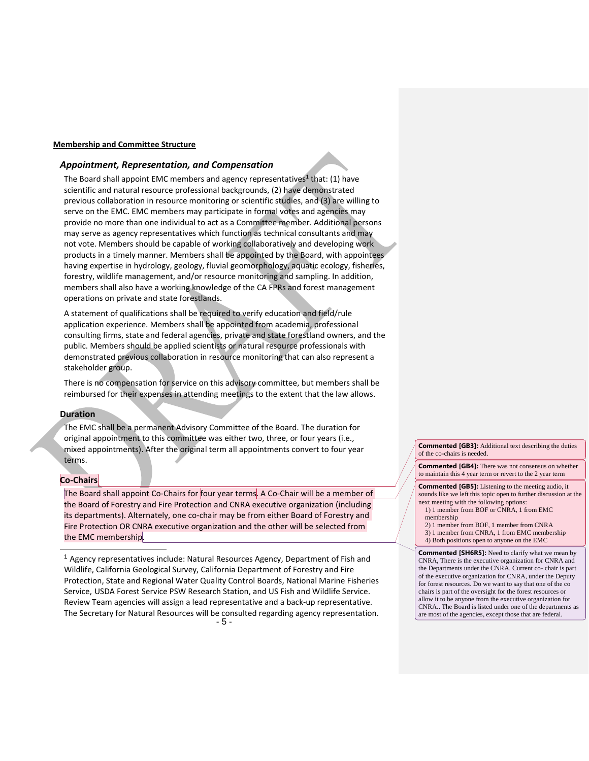**Membership and Committee Structure**

## *Appointment, Representation, and Compensation*

The Board shall appoint EMC members and agency representatives[1] that: (1) have scientific and natural resource professional backgrounds, (2) have demonstrated previous collaboration in resource monitoring or scientific studies, and (3) are willing to serve on the EMC. EMC members may participate in formal votes and agencies may provide no more than one individual to act as a Committee member. Additional persons may serve as agency representatives which function as technical consultants and may not vote. Members should be capable of working collaboratively and developing work products in a timely manner. Members shall be appointed by the Board, with appointees having expertise in hydrology, geology, fluvial geomorphology, aquatic ecology, fisheries, forestry, wildlife management, and/or resource monitoring and sampling. In addition, members shall also have a working knowledge of the CA FPRs and forest management operations on private and state forestlands.

A statement of qualifications shall be required to verify education and field/rule application experience. Members shall be appointed from academia, professional consulting firms, state and federal agencies, private and state forestland owners, and the public. Members should be applied scientists or natural resource professionals with demonstrated previous collaboration in resource monitoring that can also represent a stakeholder group.

There is no compensation for service on this advisory committee, but members shall be reimbursed for their expenses in attending meetings to the extent that the law allows.

### Duration

The EMC shall be a permanent Advisory Committee of the Board. The duration for original appointment to this committee was either two, three, or four years (i.e., mixed appointments). After the original term all appointments convert to four year terms.

### Co-Chairs

The Board shall appoint Co-Chairs for four year terms. A Co-Chair will be a member of the Board of Forestry and Fire Protection and CNRA executive organization (including its departments). Alternately, one co-chair may be from either Board of Forestry and Fire Protection OR CNRA executive organization and the other will be selected from the EMC membership.

[1] Agency representatives include: Natural Resources Agency, Department of Fish and Wildlife, California Geological Survey, California Department of Forestry and Fire Protection, State and Regional Water Quality Control Boards, National Marine Fisheries Service, USDA Forest Service PSW Research Station, and US Fish and Wildlife Service. Review Team agencies will assign a lead representative and a back-up representative. The Secretary for Natural Resources will be consulted regarding agency representation.

**Commented [GB3]:** Additional text describing the duties of the co-chairs is needed.

**Commented [GB4]:** There was not consensus on whether to maintain this 4 year term or revert to the 2 year term

**Commented [GB5]:** Listening to the meeting audio, it sounds like we left this topic open to further discussion at the next meeting with the following options:
1) 1 member from BOF or CNRA, 1 from EMC membership
2) 1 member from BOF, 1 member from CNRA
3) 1 member from CNRA, 1 from EMC membership
4) Both positions open to anyone on the EMC

**Commented [SH6R5]:** Need to clarify what we mean by CNRA, There is the executive organization for CNRA and the Departments under the CNRA. Current co- chair is part of the executive organization for CNRA, under the Deputy for forest resources. Do we want to say that one of the co chairs is part of the oversight for the forest resources or allow it to be anyone from the executive organization for CNRA.. The Board is listed under one of the departments as are most of the agencies, except those that are federal.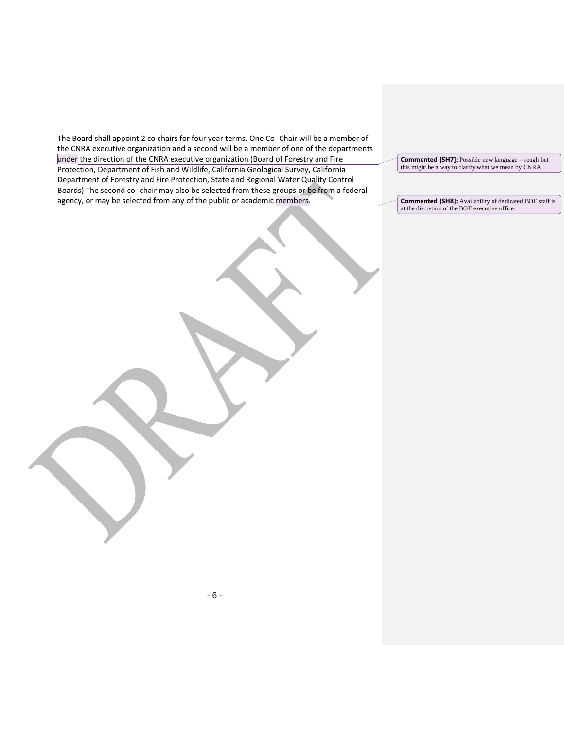The Board shall appoint 2 co chairs for four year terms. One Co- Chair will be a member of the CNRA executive organization and a second will be a member of one of the departments under the direction of the CNRA executive organization (Board of Forestry and Fire Protection, Department of Fish and Wildlife, California Geological Survey, California Department of Forestry and Fire Protection, State and Regional Water Quality Control Boards) The second co- chair may also be selected from these groups or be from a federal agency, or may be selected from any of the public or academic members.

**Commented [SH7]:** Possible new language – rough but this might be a way to clarify what we mean by CNRA.

**Commented [SH8]:** Availability of dedicated BOF staff is at the discretion of the BOF executive office.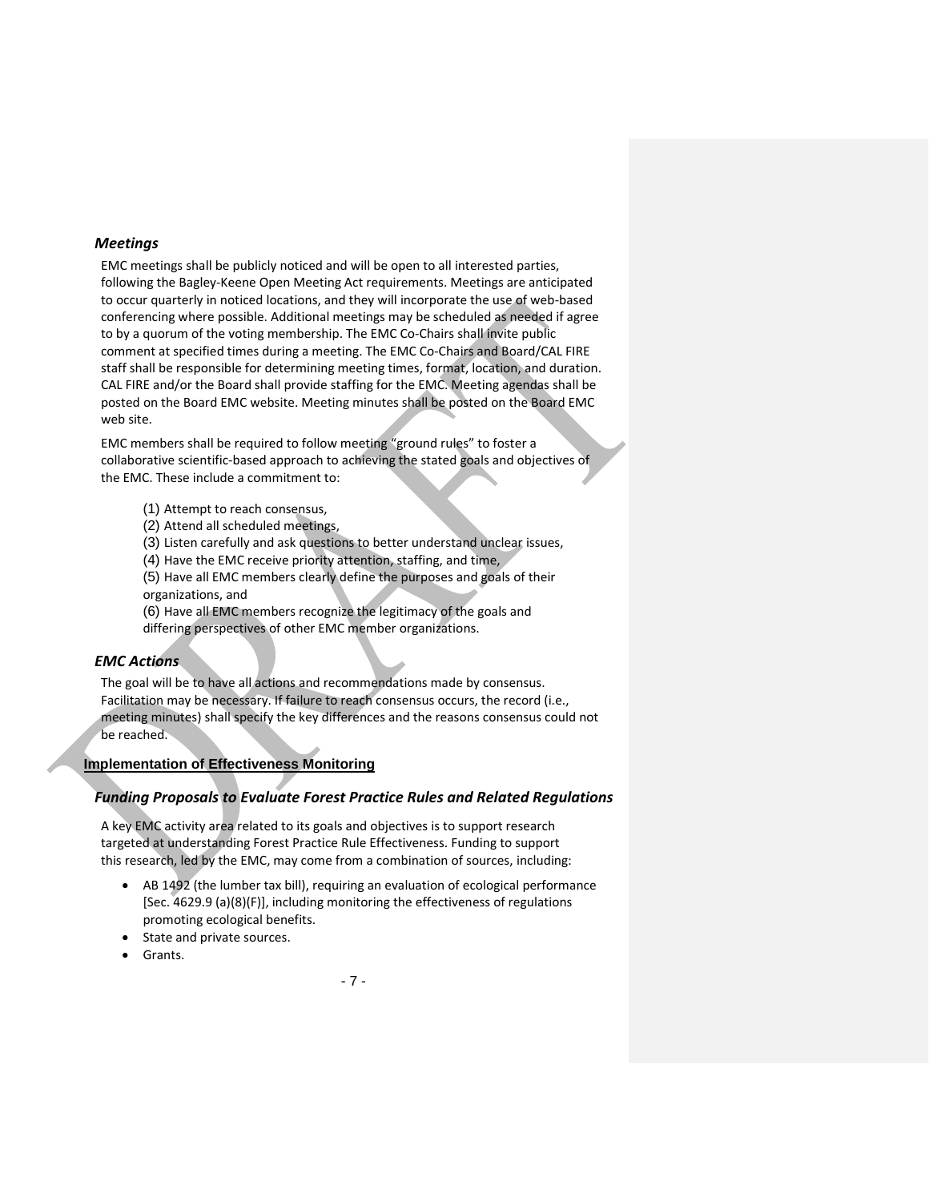### *Meetings*

EMC meetings shall be publicly noticed and will be open to all interested parties, following the Bagley-Keene Open Meeting Act requirements. Meetings are anticipated to occur quarterly in noticed locations, and they will incorporate the use of web-based conferencing where possible. Additional meetings may be scheduled as needed if agree to by a quorum of the voting membership. The EMC Co-Chairs shall invite public comment at specified times during a meeting. The EMC Co-Chairs and Board/CAL FIRE staff shall be responsible for determining meeting times, format, location, and duration. CAL FIRE and/or the Board shall provide staffing for the EMC. Meeting agendas shall be posted on the Board EMC website. Meeting minutes shall be posted on the Board EMC web site.

EMC members shall be required to follow meeting "ground rules" to foster a collaborative scientific-based approach to achieving the stated goals and objectives of the EMC. These include a commitment to:

(1) Attempt to reach consensus,
(2) Attend all scheduled meetings,
(3) Listen carefully and ask questions to better understand unclear issues,
(4) Have the EMC receive priority attention, staffing, and time,
(5) Have all EMC members clearly define the purposes and goals of their organizations, and
(6) Have all EMC members recognize the legitimacy of the goals and differing perspectives of other EMC member organizations.

### *EMC Actions*

The goal will be to have all actions and recommendations made by consensus. Facilitation may be necessary. If failure to reach consensus occurs, the record (i.e., meeting minutes) shall specify the key differences and the reasons consensus could not be reached.

## Implementation of Effectiveness Monitoring

### *Funding Proposals to Evaluate Forest Practice Rules and Related Regulations*

A key EMC activity area related to its goals and objectives is to support research targeted at understanding Forest Practice Rule Effectiveness. Funding to support this research, led by the EMC, may come from a combination of sources, including:

- AB 1492 (the lumber tax bill), requiring an evaluation of ecological performance [Sec. 4629.9 (a)(8)(F)], including monitoring the effectiveness of regulations promoting ecological benefits.
- State and private sources.
- Grants.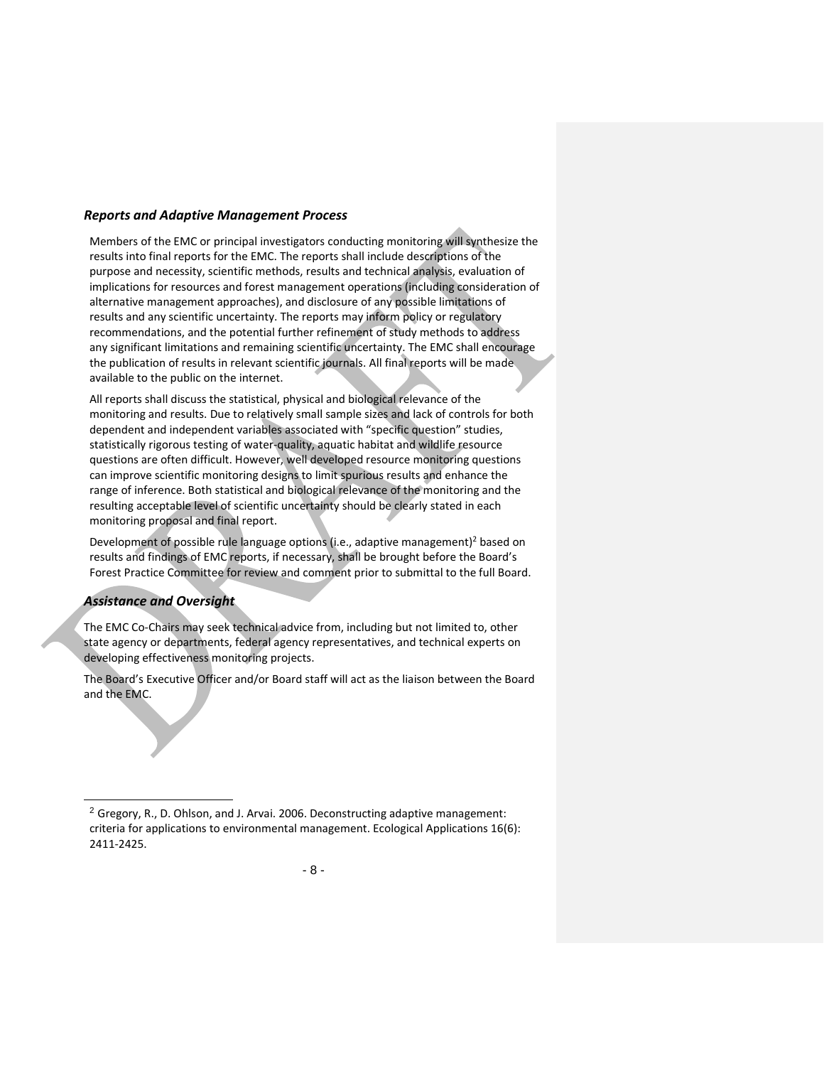### *Reports and Adaptive Management Process*

Members of the EMC or principal investigators conducting monitoring will synthesize the results into final reports for the EMC. The reports shall include descriptions of the purpose and necessity, scientific methods, results and technical analysis, evaluation of implications for resources and forest management operations (including consideration of alternative management approaches), and disclosure of any possible limitations of results and any scientific uncertainty. The reports may inform policy or regulatory recommendations, and the potential further refinement of study methods to address any significant limitations and remaining scientific uncertainty. The EMC shall encourage the publication of results in relevant scientific journals. All final reports will be made available to the public on the internet.

All reports shall discuss the statistical, physical and biological relevance of the monitoring and results. Due to relatively small sample sizes and lack of controls for both dependent and independent variables associated with "specific question" studies, statistically rigorous testing of water-quality, aquatic habitat and wildlife resource questions are often difficult. However, well developed resource monitoring questions can improve scientific monitoring designs to limit spurious results and enhance the range of inference. Both statistical and biological relevance of the monitoring and the resulting acceptable level of scientific uncertainty should be clearly stated in each monitoring proposal and final report.

Development of possible rule language options (i.e., adaptive management)[2] based on results and findings of EMC reports, if necessary, shall be brought before the Board's Forest Practice Committee for review and comment prior to submittal to the full Board.

### *Assistance and Oversight*

The EMC Co-Chairs may seek technical advice from, including but not limited to, other state agency or departments, federal agency representatives, and technical experts on developing effectiveness monitoring projects.

The Board's Executive Officer and/or Board staff will act as the liaison between the Board and the EMC.

[2] Gregory, R., D. Ohlson, and J. Arvai. 2006. Deconstructing adaptive management: criteria for applications to environmental management. Ecological Applications 16(6): 2411-2425.